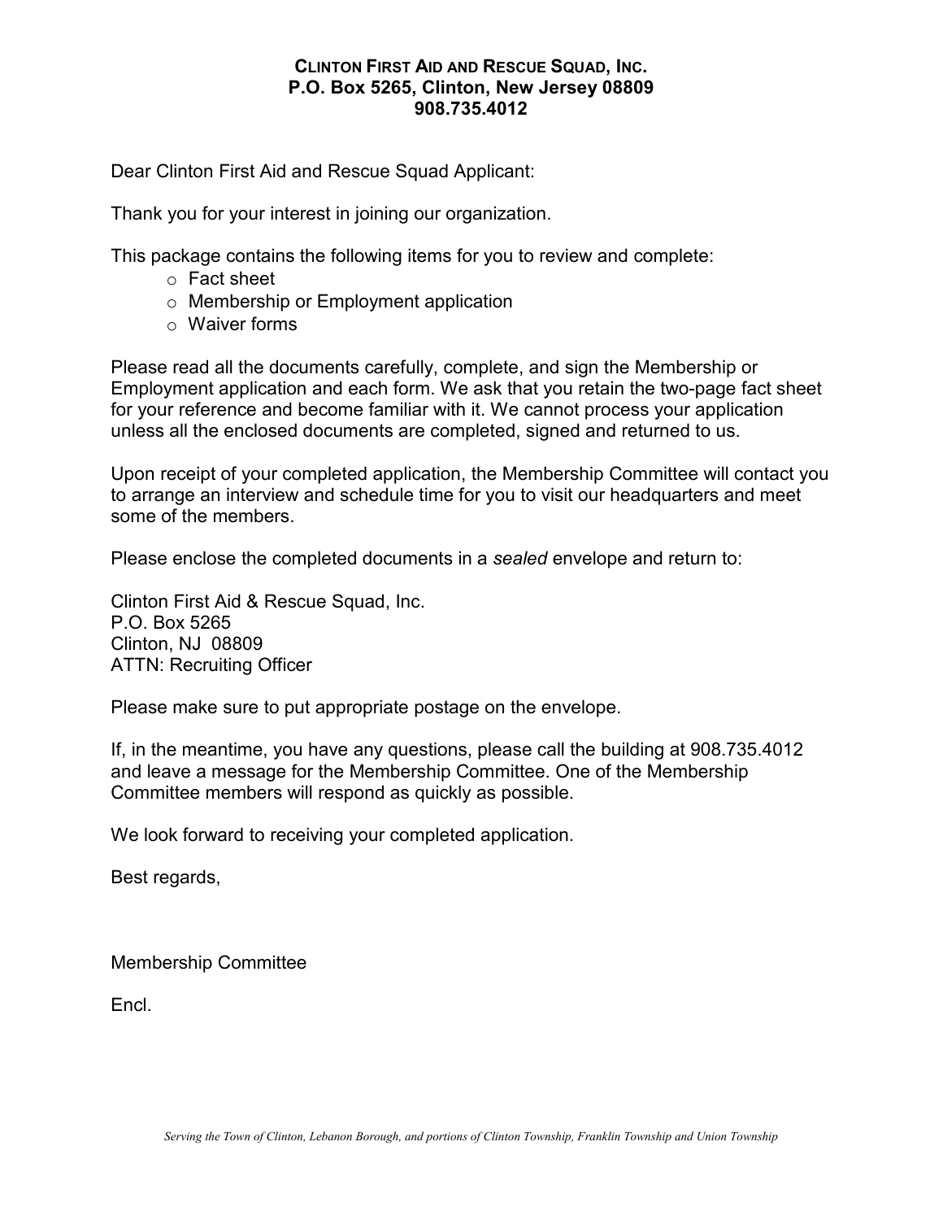**CLINTON FIRST AID AND RESCUE SQUAD, INC.**
**P.O. Box 5265, Clinton, New Jersey 08809**
**908.735.4012**

Dear Clinton First Aid and Rescue Squad Applicant:

Thank you for your interest in joining our organization.

This package contains the following items for you to review and complete:

- Fact sheet
- Membership or Employment application
- Waiver forms

Please read all the documents carefully, complete, and sign the Membership or Employment application and each form. We ask that you retain the two-page fact sheet for your reference and become familiar with it. We cannot process your application unless all the enclosed documents are completed, signed and returned to us.

Upon receipt of your completed application, the Membership Committee will contact you to arrange an interview and schedule time for you to visit our headquarters and meet some of the members.

Please enclose the completed documents in a *sealed* envelope and return to:

Clinton First Aid & Rescue Squad, Inc.
P.O. Box 5265
Clinton, NJ 08809
ATTN: Recruiting Officer

Please make sure to put appropriate postage on the envelope.

If, in the meantime, you have any questions, please call the building at 908.735.4012 and leave a message for the Membership Committee. One of the Membership Committee members will respond as quickly as possible.

We look forward to receiving your completed application.

Best regards,

Membership Committee

Encl.

*Serving the Town of Clinton, Lebanon Borough, and portions of Clinton Township, Franklin Township and Union Township*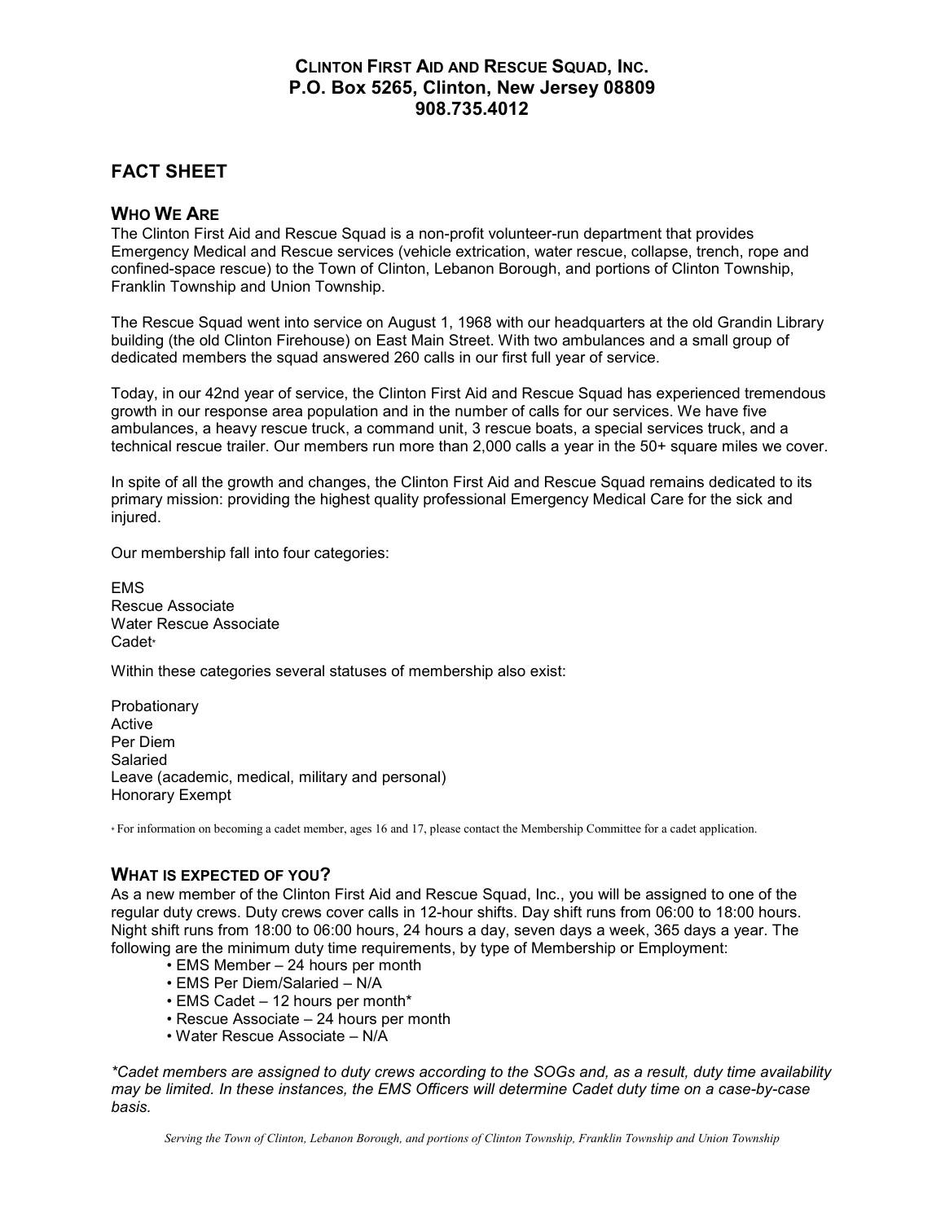**CLINTON FIRST AID AND RESCUE SQUAD, INC.**
**P.O. Box 5265, Clinton, New Jersey 08809**
**908.735.4012**

## FACT SHEET

### WHO WE ARE

The Clinton First Aid and Rescue Squad is a non-profit volunteer-run department that provides Emergency Medical and Rescue services (vehicle extrication, water rescue, collapse, trench, rope and confined-space rescue) to the Town of Clinton, Lebanon Borough, and portions of Clinton Township, Franklin Township and Union Township.

The Rescue Squad went into service on August 1, 1968 with our headquarters at the old Grandin Library building (the old Clinton Firehouse) on East Main Street. With two ambulances and a small group of dedicated members the squad answered 260 calls in our first full year of service.

Today, in our 42nd year of service, the Clinton First Aid and Rescue Squad has experienced tremendous growth in our response area population and in the number of calls for our services. We have five ambulances, a heavy rescue truck, a command unit, 3 rescue boats, a special services truck, and a technical rescue trailer. Our members run more than 2,000 calls a year in the 50+ square miles we cover.

In spite of all the growth and changes, the Clinton First Aid and Rescue Squad remains dedicated to its primary mission: providing the highest quality professional Emergency Medical Care for the sick and injured.

Our membership fall into four categories:

EMS
Rescue Associate
Water Rescue Associate
Cadet*

Within these categories several statuses of membership also exist:

Probationary
Active
Per Diem
Salaried
Leave (academic, medical, military and personal)
Honorary Exempt

* For information on becoming a cadet member, ages 16 and 17, please contact the Membership Committee for a cadet application.

### WHAT IS EXPECTED OF YOU?

As a new member of the Clinton First Aid and Rescue Squad, Inc., you will be assigned to one of the regular duty crews. Duty crews cover calls in 12-hour shifts. Day shift runs from 06:00 to 18:00 hours. Night shift runs from 18:00 to 06:00 hours, 24 hours a day, seven days a week, 365 days a year. The following are the minimum duty time requirements, by type of Membership or Employment:

- EMS Member – 24 hours per month
- EMS Per Diem/Salaried – N/A
- EMS Cadet – 12 hours per month*
- Rescue Associate – 24 hours per month
- Water Rescue Associate – N/A

*\*Cadet members are assigned to duty crews according to the SOGs and, as a result, duty time availability may be limited. In these instances, the EMS Officers will determine Cadet duty time on a case-by-case basis.*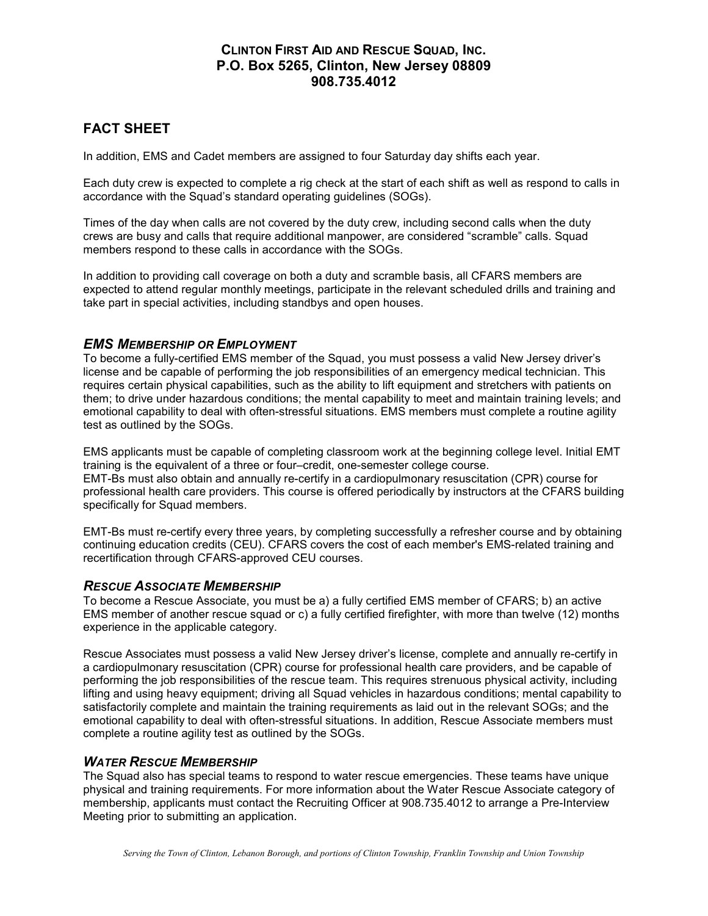**CLINTON FIRST AID AND RESCUE SQUAD, INC.**
**P.O. Box 5265, Clinton, New Jersey 08809**
**908.735.4012**

## FACT SHEET

In addition, EMS and Cadet members are assigned to four Saturday day shifts each year.

Each duty crew is expected to complete a rig check at the start of each shift as well as respond to calls in accordance with the Squad's standard operating guidelines (SOGs).

Times of the day when calls are not covered by the duty crew, including second calls when the duty crews are busy and calls that require additional manpower, are considered "scramble" calls. Squad members respond to these calls in accordance with the SOGs.

In addition to providing call coverage on both a duty and scramble basis, all CFARS members are expected to attend regular monthly meetings, participate in the relevant scheduled drills and training and take part in special activities, including standbys and open houses.

### *EMS MEMBERSHIP OR EMPLOYMENT*

To become a fully-certified EMS member of the Squad, you must possess a valid New Jersey driver's license and be capable of performing the job responsibilities of an emergency medical technician. This requires certain physical capabilities, such as the ability to lift equipment and stretchers with patients on them; to drive under hazardous conditions; the mental capability to meet and maintain training levels; and emotional capability to deal with often-stressful situations. EMS members must complete a routine agility test as outlined by the SOGs.

EMS applicants must be capable of completing classroom work at the beginning college level. Initial EMT training is the equivalent of a three or four–credit, one-semester college course.
EMT-Bs must also obtain and annually re-certify in a cardiopulmonary resuscitation (CPR) course for professional health care providers. This course is offered periodically by instructors at the CFARS building specifically for Squad members.

EMT-Bs must re-certify every three years, by completing successfully a refresher course and by obtaining continuing education credits (CEU). CFARS covers the cost of each member's EMS-related training and recertification through CFARS-approved CEU courses.

### *RESCUE ASSOCIATE MEMBERSHIP*

To become a Rescue Associate, you must be a) a fully certified EMS member of CFARS; b) an active EMS member of another rescue squad or c) a fully certified firefighter, with more than twelve (12) months experience in the applicable category.

Rescue Associates must possess a valid New Jersey driver's license, complete and annually re-certify in a cardiopulmonary resuscitation (CPR) course for professional health care providers, and be capable of performing the job responsibilities of the rescue team. This requires strenuous physical activity, including lifting and using heavy equipment; driving all Squad vehicles in hazardous conditions; mental capability to satisfactorily complete and maintain the training requirements as laid out in the relevant SOGs; and the emotional capability to deal with often-stressful situations. In addition, Rescue Associate members must complete a routine agility test as outlined by the SOGs.

### *WATER RESCUE MEMBERSHIP*

The Squad also has special teams to respond to water rescue emergencies. These teams have unique physical and training requirements. For more information about the Water Rescue Associate category of membership, applicants must contact the Recruiting Officer at 908.735.4012 to arrange a Pre-Interview Meeting prior to submitting an application.

*Serving the Town of Clinton, Lebanon Borough, and portions of Clinton Township, Franklin Township and Union Township*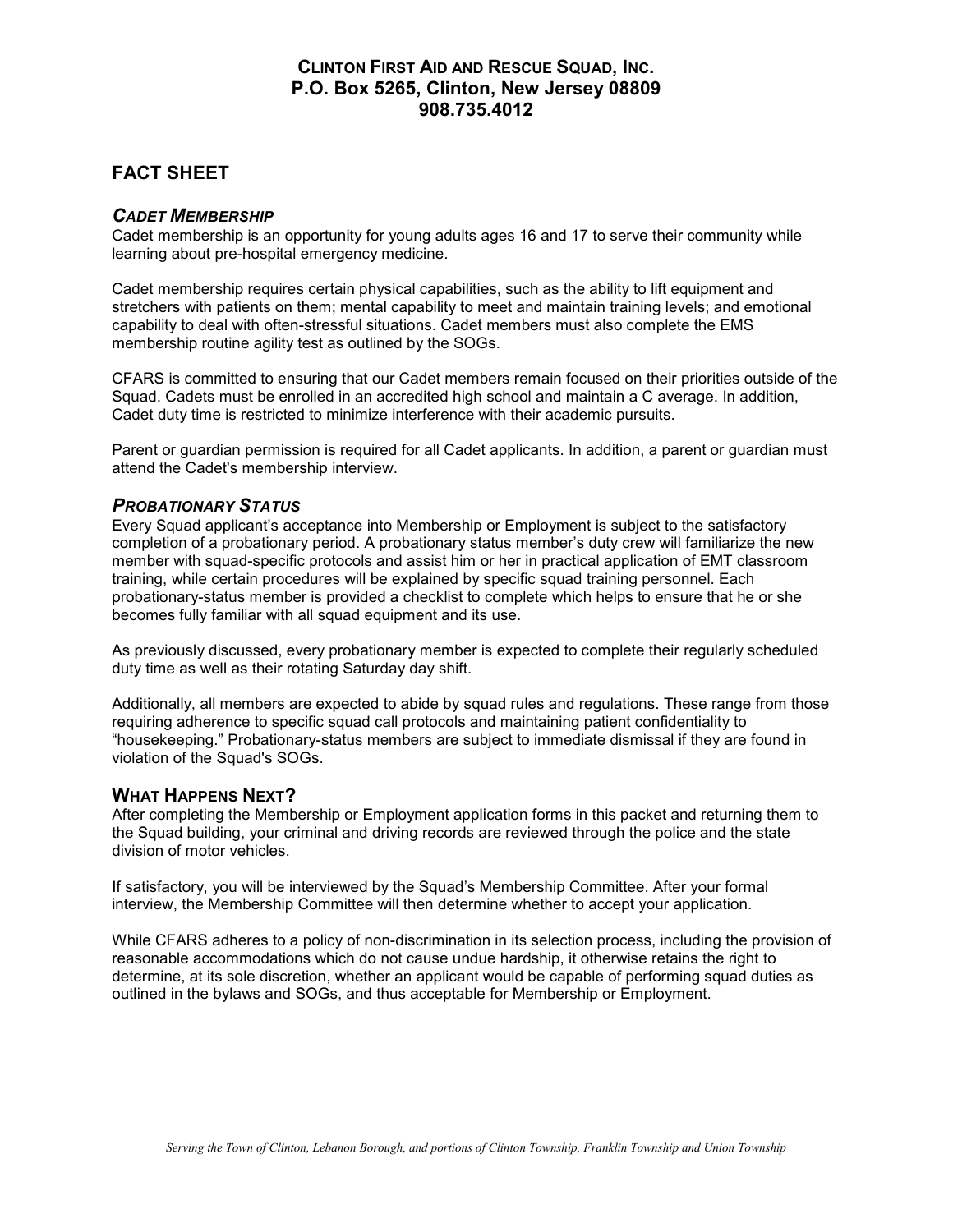**CLINTON FIRST AID AND RESCUE SQUAD, INC.**
**P.O. Box 5265, Clinton, New Jersey 08809**
**908.735.4012**

## FACT SHEET

### *CADET MEMBERSHIP*

Cadet membership is an opportunity for young adults ages 16 and 17 to serve their community while learning about pre-hospital emergency medicine.

Cadet membership requires certain physical capabilities, such as the ability to lift equipment and stretchers with patients on them; mental capability to meet and maintain training levels; and emotional capability to deal with often-stressful situations. Cadet members must also complete the EMS membership routine agility test as outlined by the SOGs.

CFARS is committed to ensuring that our Cadet members remain focused on their priorities outside of the Squad. Cadets must be enrolled in an accredited high school and maintain a C average. In addition, Cadet duty time is restricted to minimize interference with their academic pursuits.

Parent or guardian permission is required for all Cadet applicants. In addition, a parent or guardian must attend the Cadet's membership interview.

### *PROBATIONARY STATUS*

Every Squad applicant's acceptance into Membership or Employment is subject to the satisfactory completion of a probationary period. A probationary status member's duty crew will familiarize the new member with squad-specific protocols and assist him or her in practical application of EMT classroom training, while certain procedures will be explained by specific squad training personnel. Each probationary-status member is provided a checklist to complete which helps to ensure that he or she becomes fully familiar with all squad equipment and its use.

As previously discussed, every probationary member is expected to complete their regularly scheduled duty time as well as their rotating Saturday day shift.

Additionally, all members are expected to abide by squad rules and regulations. These range from those requiring adherence to specific squad call protocols and maintaining patient confidentiality to "housekeeping." Probationary-status members are subject to immediate dismissal if they are found in violation of the Squad's SOGs.

### WHAT HAPPENS NEXT?

After completing the Membership or Employment application forms in this packet and returning them to the Squad building, your criminal and driving records are reviewed through the police and the state division of motor vehicles.

If satisfactory, you will be interviewed by the Squad's Membership Committee. After your formal interview, the Membership Committee will then determine whether to accept your application.

While CFARS adheres to a policy of non-discrimination in its selection process, including the provision of reasonable accommodations which do not cause undue hardship, it otherwise retains the right to determine, at its sole discretion, whether an applicant would be capable of performing squad duties as outlined in the bylaws and SOGs, and thus acceptable for Membership or Employment.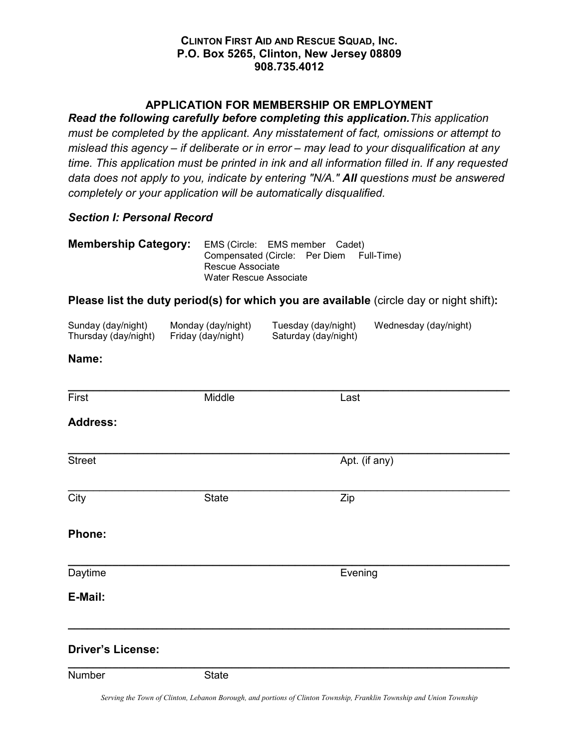**Clinton First Aid and Rescue Squad, Inc.**
**P.O. Box 5265, Clinton, New Jersey 08809**
**908.735.4012**

## APPLICATION FOR MEMBERSHIP OR EMPLOYMENT

***Read the following carefully before completing this application.*** *This application must be completed by the applicant. Any misstatement of fact, omissions or attempt to mislead this agency – if deliberate or in error – may lead to your disqualification at any time. This application must be printed in ink and all information filled in. If any requested data does not apply to you, indicate by entering "N/A."* ***All*** *questions must be answered completely or your application will be automatically disqualified.*

### *Section I: Personal Record*

**Membership Category:**
EMS (Circle: EMS member Cadet)
Compensated (Circle: Per Diem Full-Time)
Rescue Associate
Water Rescue Associate

**Please list the duty period(s) for which you are available** (circle day or night shift)**:**

Sunday (day/night) Monday (day/night) Tuesday (day/night) Wednesday (day/night)
Thursday (day/night) Friday (day/night) Saturday (day/night)

**Name:**

______________________________________________________________
First Middle Last

**Address:**

______________________________________________________________
Street Apt. (if any)

______________________________________________________________
City State Zip

**Phone:**

______________________________________________________________
Daytime Evening

**E-Mail:**

______________________________________________________________

**Driver's License:**

______________________________________________________________
Number State

*Serving the Town of Clinton, Lebanon Borough, and portions of Clinton Township, Franklin Township and Union Township*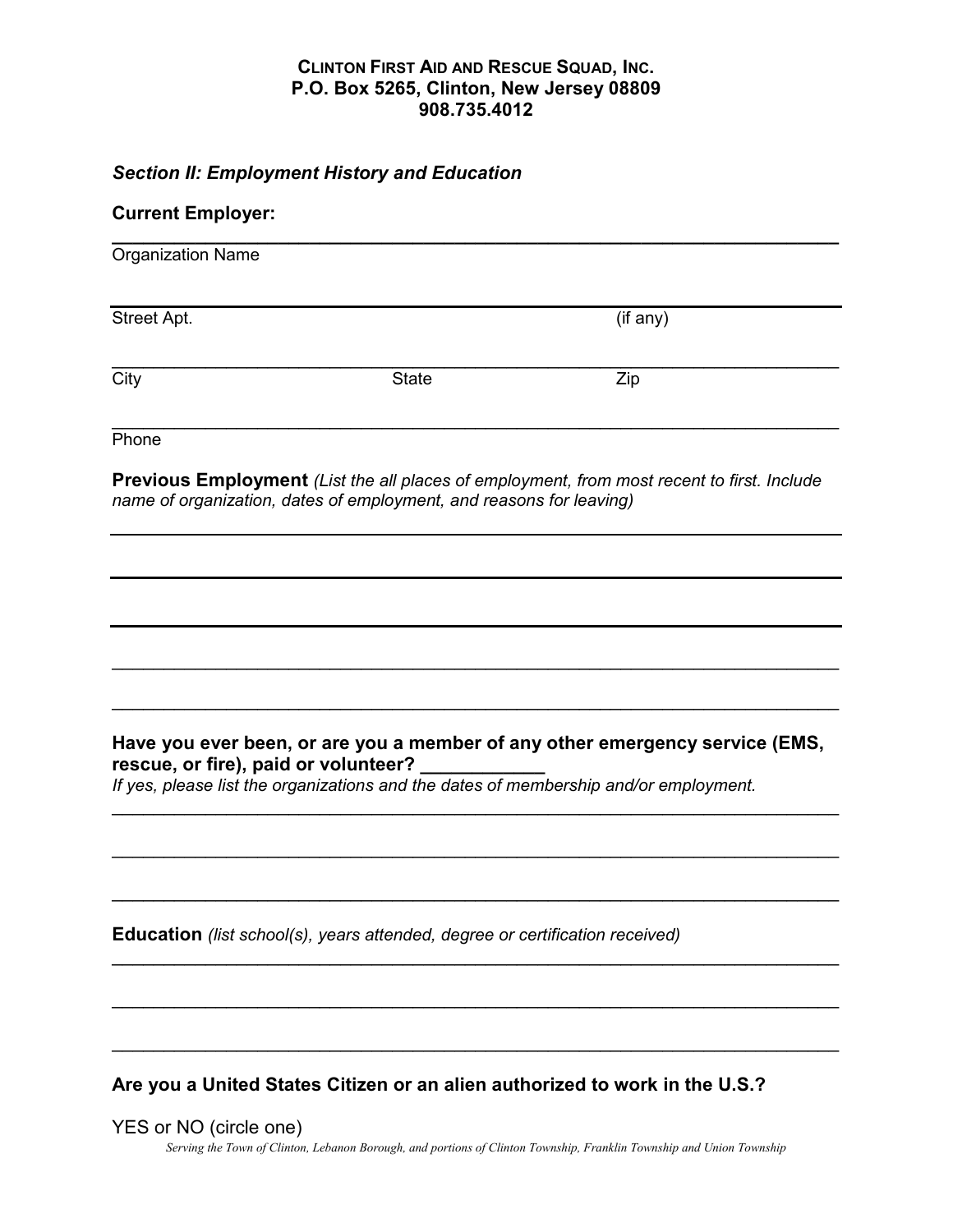**Clinton First Aid and Rescue Squad, Inc.**
**P.O. Box 5265, Clinton, New Jersey 08809**
**908.735.4012**

***Section II: Employment History and Education***

**Current Employer:**

______________________________________________________________________
Organization Name

______________________________________________________________________
Street Apt. (if any)

______________________________________________________________________
City State Zip

______________________________________________________________________
Phone

**Previous Employment** *(List the all places of employment, from most recent to first. Include name of organization, dates of employment, and reasons for leaving)*

______________________________________________________________________

______________________________________________________________________

______________________________________________________________________

______________________________________________________________________

______________________________________________________________________

**Have you ever been, or are you a member of any other emergency service (EMS, rescue, or fire), paid or volunteer? ____________**

*If yes, please list the organizations and the dates of membership and/or employment.*

______________________________________________________________________

______________________________________________________________________

______________________________________________________________________

**Education** *(list school(s), years attended, degree or certification received)*

______________________________________________________________________

______________________________________________________________________

______________________________________________________________________

**Are you a United States Citizen or an alien authorized to work in the U.S.?**

YES or NO (circle one)

*Serving the Town of Clinton, Lebanon Borough, and portions of Clinton Township, Franklin Township and Union Township*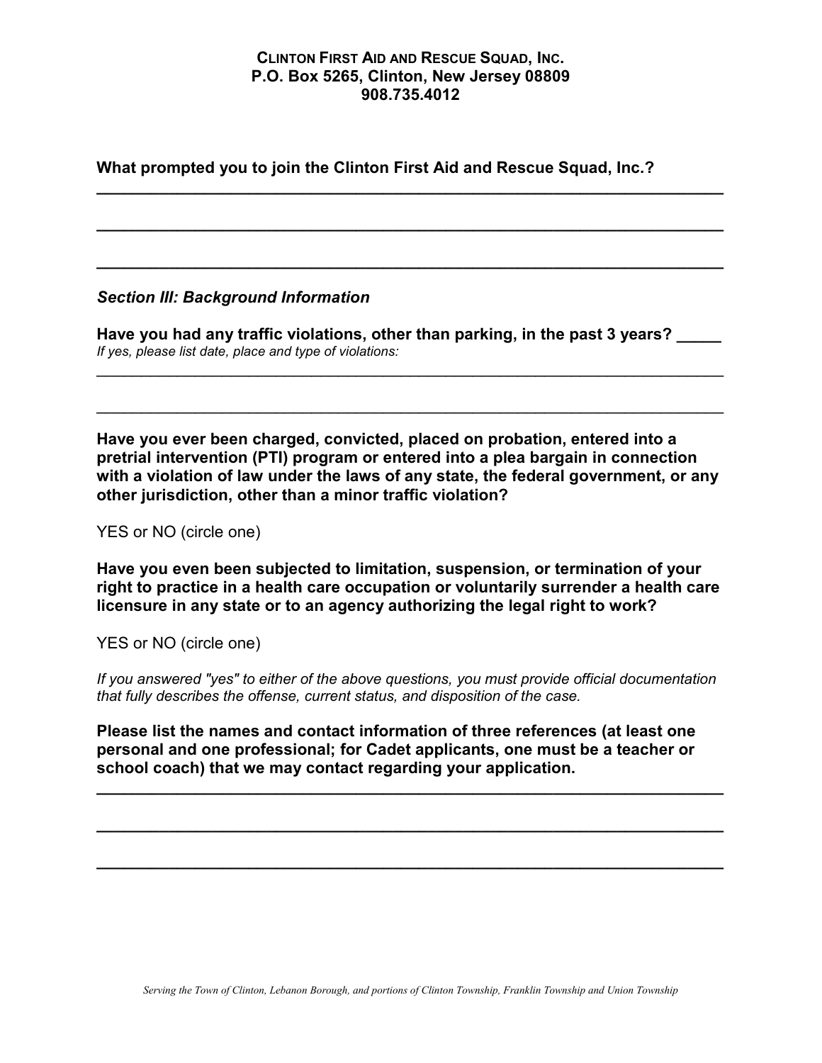**CLINTON FIRST AID AND RESCUE SQUAD, INC.**
**P.O. Box 5265, Clinton, New Jersey 08809**
**908.735.4012**

**What prompted you to join the Clinton First Aid and Rescue Squad, Inc.?**

______________________________________________________________________

______________________________________________________________________

______________________________________________________________________

***Section III: Background Information***

**Have you had any traffic violations, other than parking, in the past 3 years? _____**

*If yes, please list date, place and type of violations:*

______________________________________________________________________

______________________________________________________________________

**Have you ever been charged, convicted, placed on probation, entered into a pretrial intervention (PTI) program or entered into a plea bargain in connection with a violation of law under the laws of any state, the federal government, or any other jurisdiction, other than a minor traffic violation?**

YES or NO (circle one)

**Have you even been subjected to limitation, suspension, or termination of your right to practice in a health care occupation or voluntarily surrender a health care licensure in any state or to an agency authorizing the legal right to work?**

YES or NO (circle one)

*If you answered "yes" to either of the above questions, you must provide official documentation that fully describes the offense, current status, and disposition of the case.*

**Please list the names and contact information of three references (at least one personal and one professional; for Cadet applicants, one must be a teacher or school coach) that we may contact regarding your application.**

______________________________________________________________________

______________________________________________________________________

______________________________________________________________________

*Serving the Town of Clinton, Lebanon Borough, and portions of Clinton Township, Franklin Township and Union Township*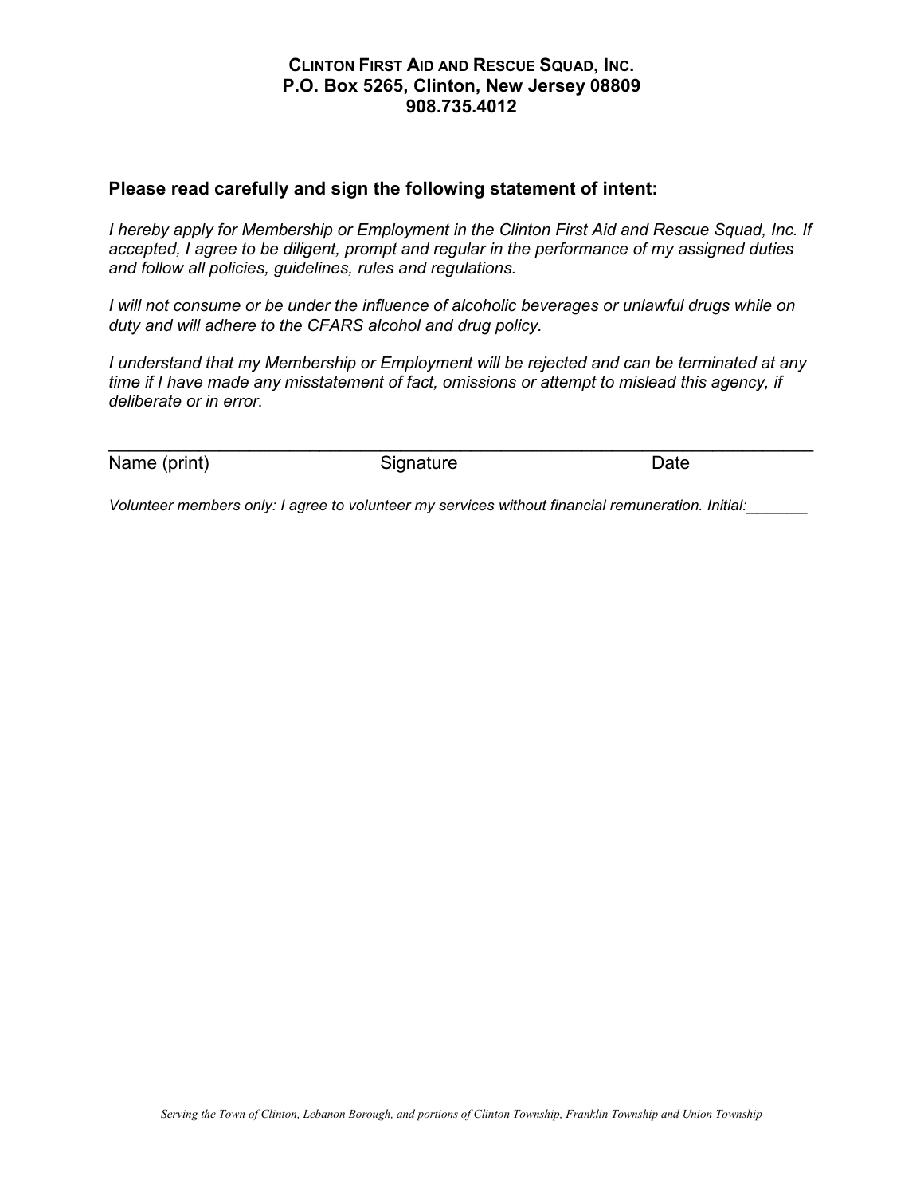**CLINTON FIRST AID AND RESCUE SQUAD, INC.**
**P.O. Box 5265, Clinton, New Jersey 08809**
**908.735.4012**

### Please read carefully and sign the following statement of intent:

*I hereby apply for Membership or Employment in the Clinton First Aid and Rescue Squad, Inc. If accepted, I agree to be diligent, prompt and regular in the performance of my assigned duties and follow all policies, guidelines, rules and regulations.*

*I will not consume or be under the influence of alcoholic beverages or unlawful drugs while on duty and will adhere to the CFARS alcohol and drug policy.*

*I understand that my Membership or Employment will be rejected and can be terminated at any time if I have made any misstatement of fact, omissions or attempt to mislead this agency, if deliberate or in error.*

\_\_\_\_\_\_\_\_\_\_\_\_\_\_\_\_\_\_\_\_\_\_\_\_\_\_\_\_\_\_\_\_\_\_\_\_\_\_\_\_\_\_\_\_\_\_\_\_\_\_\_\_\_\_\_\_\_\_\_\_\_\_\_\_\_\_\_\_

Name (print) Signature Date

*Volunteer members only: I agree to volunteer my services without financial remuneration. Initial:\_\_\_\_\_\_\_*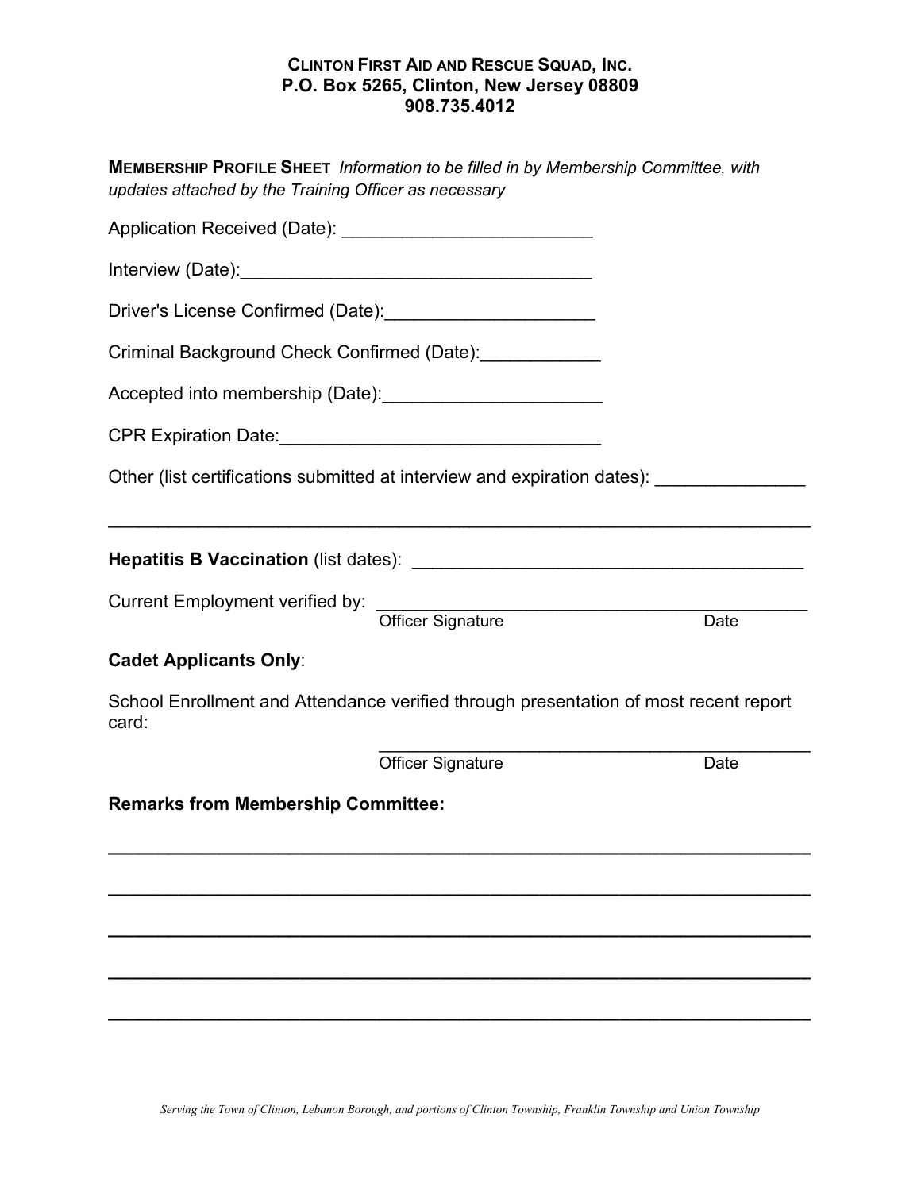**CLINTON FIRST AID AND RESCUE SQUAD, INC.**
**P.O. Box 5265, Clinton, New Jersey 08809**
**908.735.4012**

**MEMBERSHIP PROFILE SHEET** *Information to be filled in by Membership Committee, with updates attached by the Training Officer as necessary*

Application Received (Date): ________________________

Interview (Date):___________________________________

Driver's License Confirmed (Date):____________________

Criminal Background Check Confirmed (Date):___________

Accepted into membership (Date):_____________________

CPR Expiration Date:_______________________________

Other (list certifications submitted at interview and expiration dates): ______________

______________________________________________________________________

**Hepatitis B Vaccination** (list dates): ______________________________________

Current Employment verified by: ____________________________________________
Officer Signature Date

**Cadet Applicants Only**:

School Enrollment and Attendance verified through presentation of most recent report card:

____________________________________________
Officer Signature Date

**Remarks from Membership Committee:**

______________________________________________________________________

______________________________________________________________________

______________________________________________________________________

______________________________________________________________________

______________________________________________________________________

*Serving the Town of Clinton, Lebanon Borough, and portions of Clinton Township, Franklin Township and Union Township*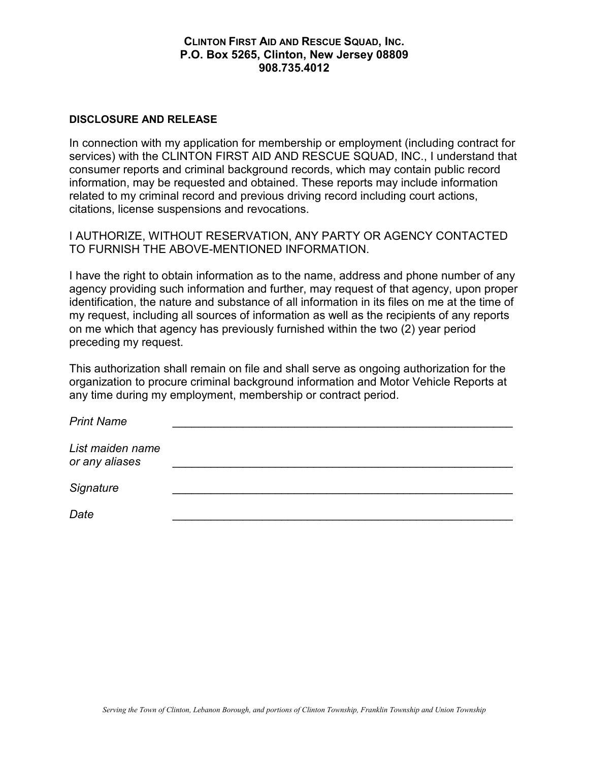**CLINTON FIRST AID AND RESCUE SQUAD, INC.**
**P.O. Box 5265, Clinton, New Jersey 08809**
**908.735.4012**

**DISCLOSURE AND RELEASE**

In connection with my application for membership or employment (including contract for services) with the CLINTON FIRST AID AND RESCUE SQUAD, INC., I understand that consumer reports and criminal background records, which may contain public record information, may be requested and obtained. These reports may include information related to my criminal record and previous driving record including court actions, citations, license suspensions and revocations.

I AUTHORIZE, WITHOUT RESERVATION, ANY PARTY OR AGENCY CONTACTED TO FURNISH THE ABOVE-MENTIONED INFORMATION.

I have the right to obtain information as to the name, address and phone number of any agency providing such information and further, may request of that agency, upon proper identification, the nature and substance of all information in its files on me at the time of my request, including all sources of information as well as the recipients of any reports on me which that agency has previously furnished within the two (2) year period preceding my request.

This authorization shall remain on file and shall serve as ongoing authorization for the organization to procure criminal background information and Motor Vehicle Reports at any time during my employment, membership or contract period.

*Print Name* \_\_\_\_\_\_\_\_\_\_\_\_\_\_\_\_\_\_\_\_\_\_\_\_\_\_\_\_\_\_\_\_\_\_\_\_\_\_\_\_\_\_\_\_\_\_\_\_

*List maiden name or any aliases* \_\_\_\_\_\_\_\_\_\_\_\_\_\_\_\_\_\_\_\_\_\_\_\_\_\_\_\_\_\_\_\_\_\_\_\_\_\_\_\_\_\_\_\_\_\_\_\_

*Signature* \_\_\_\_\_\_\_\_\_\_\_\_\_\_\_\_\_\_\_\_\_\_\_\_\_\_\_\_\_\_\_\_\_\_\_\_\_\_\_\_\_\_\_\_\_\_\_\_

*Date* \_\_\_\_\_\_\_\_\_\_\_\_\_\_\_\_\_\_\_\_\_\_\_\_\_\_\_\_\_\_\_\_\_\_\_\_\_\_\_\_\_\_\_\_\_\_\_\_

*Serving the Town of Clinton, Lebanon Borough, and portions of Clinton Township, Franklin Township and Union Township*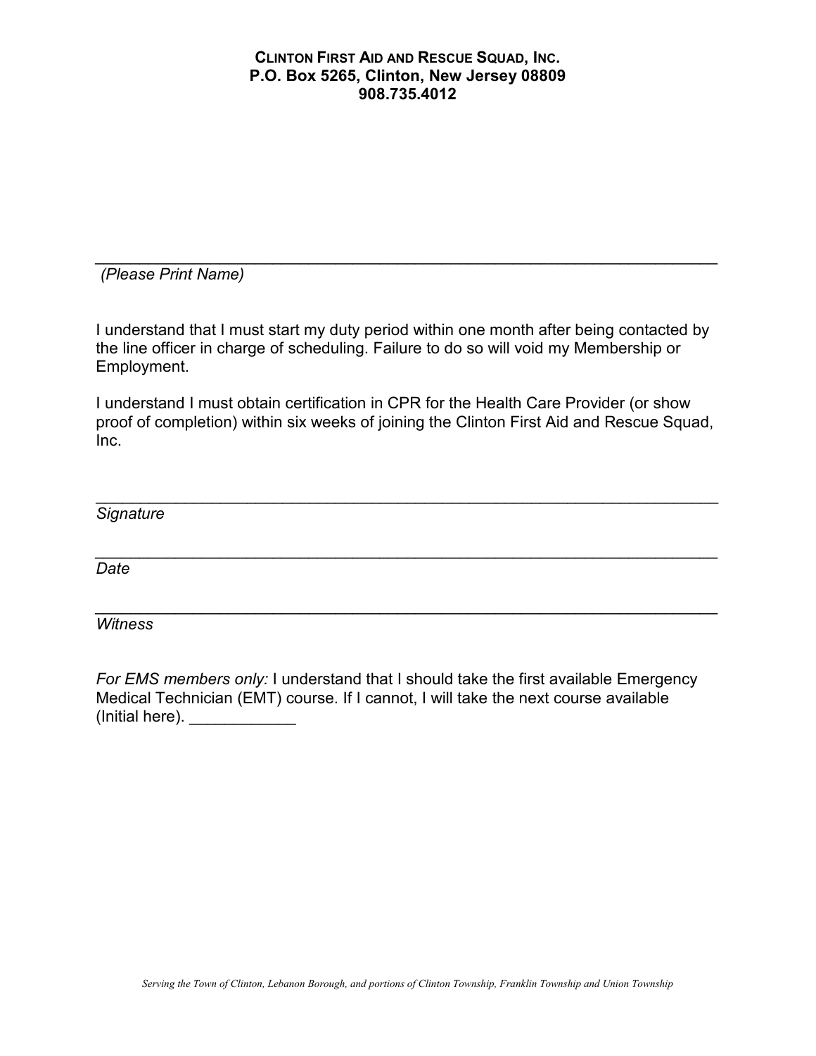**CLINTON FIRST AID AND RESCUE SQUAD, INC.**
**P.O. Box 5265, Clinton, New Jersey 08809**
**908.735.4012**

______________________________________________________________________
*(Please Print Name)*

I understand that I must start my duty period within one month after being contacted by the line officer in charge of scheduling. Failure to do so will void my Membership or Employment.

I understand I must obtain certification in CPR for the Health Care Provider (or show proof of completion) within six weeks of joining the Clinton First Aid and Rescue Squad, Inc.

______________________________________________________________________
*Signature*

______________________________________________________________________
*Date*

______________________________________________________________________
*Witness*

*For EMS members only:* I understand that I should take the first available Emergency Medical Technician (EMT) course. If I cannot, I will take the next course available (Initial here). ____________

*Serving the Town of Clinton, Lebanon Borough, and portions of Clinton Township, Franklin Township and Union Township*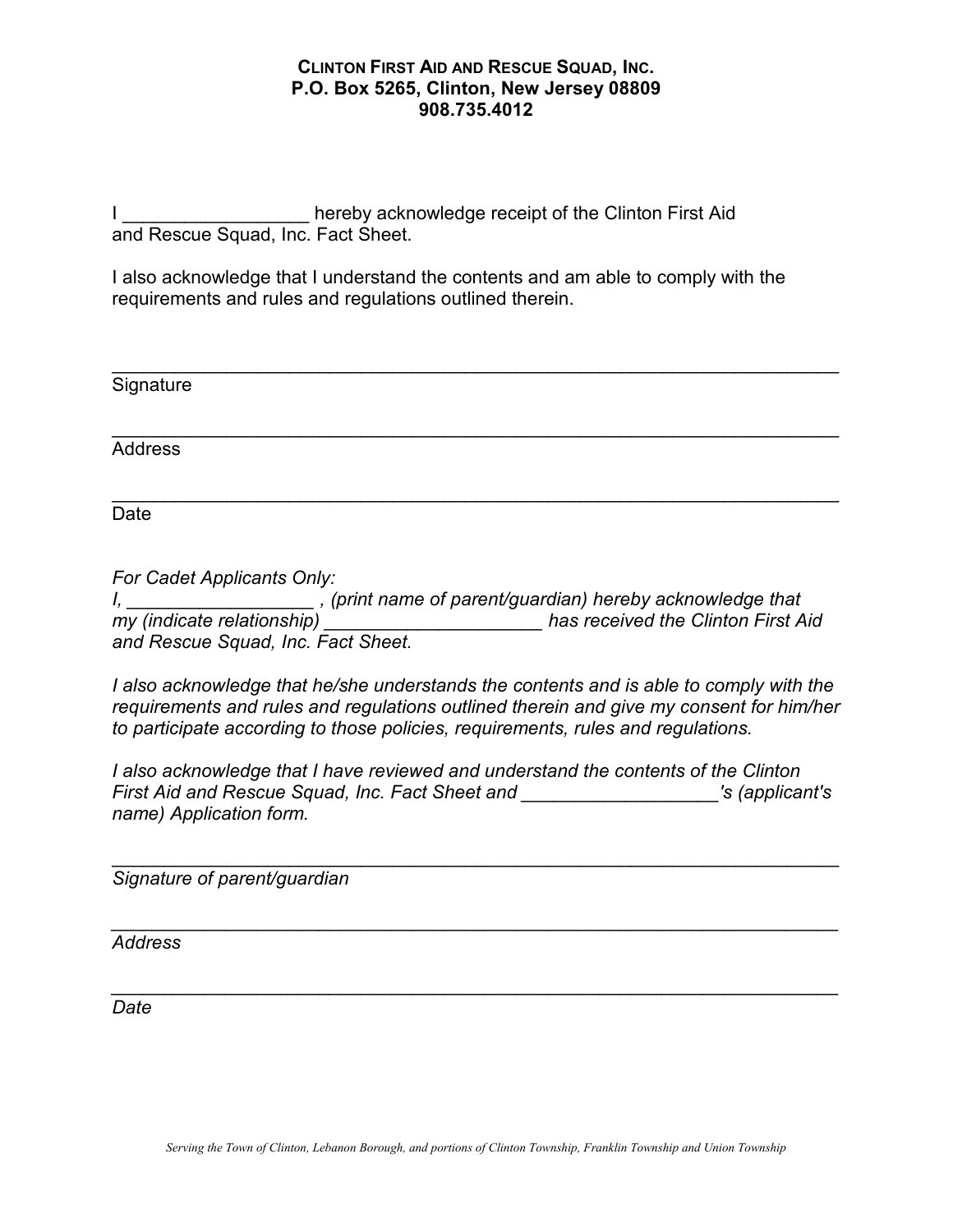**CLINTON FIRST AID AND RESCUE SQUAD, INC.**
**P.O. Box 5265, Clinton, New Jersey 08809**
**908.735.4012**

I __________________ hereby acknowledge receipt of the Clinton First Aid and Rescue Squad, Inc. Fact Sheet.

I also acknowledge that I understand the contents and am able to comply with the requirements and rules and regulations outlined therein.

_____________________________________________________________________
Signature

_____________________________________________________________________
Address

_____________________________________________________________________
Date

*For Cadet Applicants Only:*
*I, __________________ , (print name of parent/guardian) hereby acknowledge that my (indicate relationship) _____________________ has received the Clinton First Aid and Rescue Squad, Inc. Fact Sheet.*

*I also acknowledge that he/she understands the contents and is able to comply with the requirements and rules and regulations outlined therein and give my consent for him/her to participate according to those policies, requirements, rules and regulations.*

*I also acknowledge that I have reviewed and understand the contents of the Clinton First Aid and Rescue Squad, Inc. Fact Sheet and ___________________'s (applicant's name) Application form.*

_____________________________________________________________________
*Signature of parent/guardian*

_____________________________________________________________________
*Address*

_____________________________________________________________________
*Date*

*Serving the Town of Clinton, Lebanon Borough, and portions of Clinton Township, Franklin Township and Union Township*